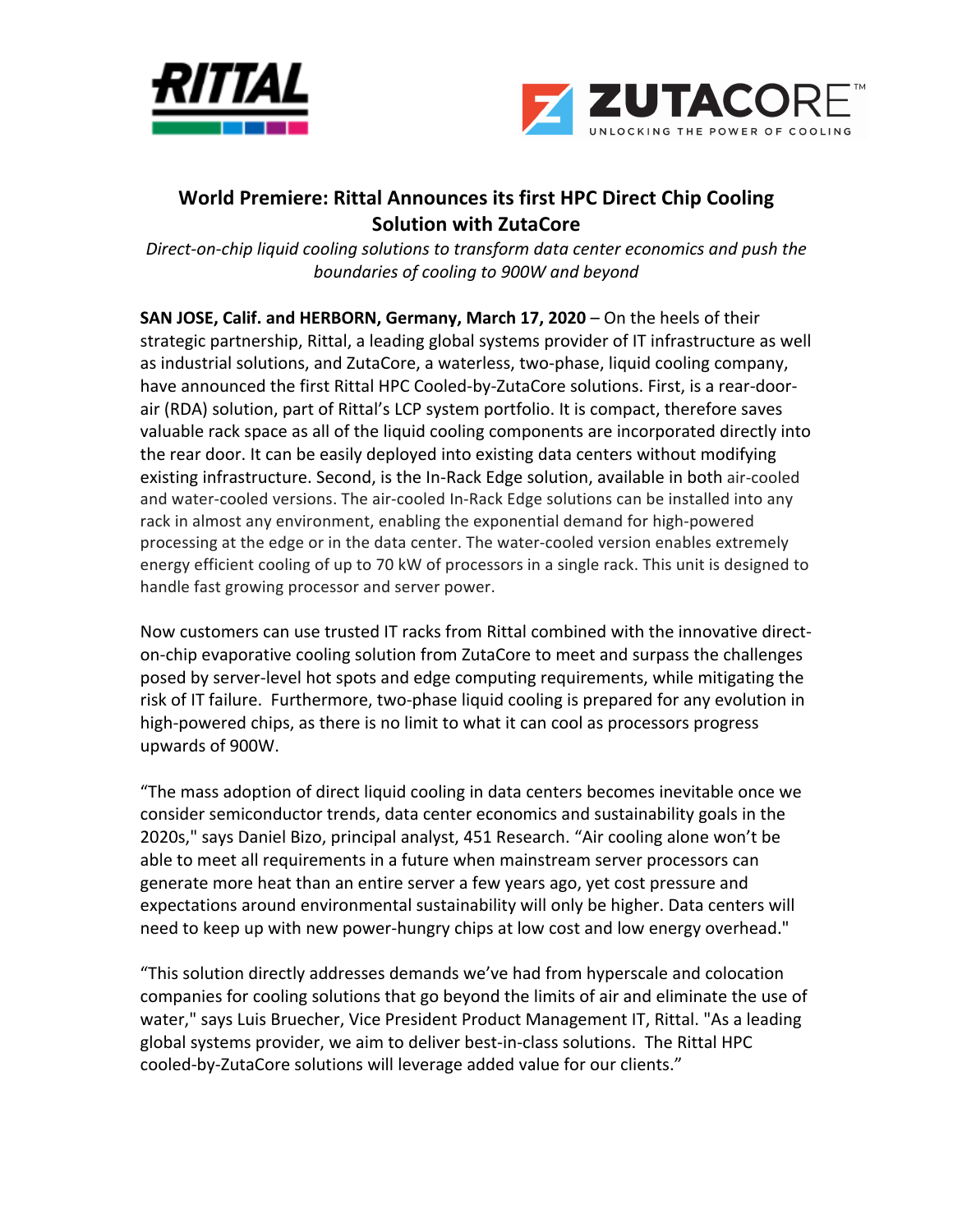# World Premiere: Rittal Announces its first HPC Direct Chip Cooling Solution with ZutaCore

*Direct-on-chip liquid cooling solutions to transform data center economics and push the boundaries of cooling to 900W and beyond*

**SAN JOSE, Calif. and HERBORN, Germany, March 17, 2020** – On the heels of their strategic partnership, Rittal, a leading global systems provider of IT infrastructure as well as industrial solutions, and ZutaCore, a waterless, two-phase, liquid cooling company, have announced the first Rittal HPC Cooled-by-ZutaCore solutions. First, is a rear-door-air (RDA) solution, part of Rittal's LCP system portfolio. It is compact, therefore saves valuable rack space as all of the liquid cooling components are incorporated directly into the rear door. It can be easily deployed into existing data centers without modifying existing infrastructure. Second, is the In-Rack Edge solution, available in both air-cooled and water-cooled versions. The air-cooled In-Rack Edge solutions can be installed into any rack in almost any environment, enabling the exponential demand for high-powered processing at the edge or in the data center. The water-cooled version enables extremely energy efficient cooling of up to 70 kW of processors in a single rack. This unit is designed to handle fast growing processor and server power.

Now customers can use trusted IT racks from Rittal combined with the innovative direct-on-chip evaporative cooling solution from ZutaCore to meet and surpass the challenges posed by server-level hot spots and edge computing requirements, while mitigating the risk of IT failure. Furthermore, two-phase liquid cooling is prepared for any evolution in high-powered chips, as there is no limit to what it can cool as processors progress upwards of 900W.

"The mass adoption of direct liquid cooling in data centers becomes inevitable once we consider semiconductor trends, data center economics and sustainability goals in the 2020s," says Daniel Bizo, principal analyst, 451 Research. "Air cooling alone won't be able to meet all requirements in a future when mainstream server processors can generate more heat than an entire server a few years ago, yet cost pressure and expectations around environmental sustainability will only be higher. Data centers will need to keep up with new power-hungry chips at low cost and low energy overhead."

"This solution directly addresses demands we've had from hyperscale and colocation companies for cooling solutions that go beyond the limits of air and eliminate the use of water," says Luis Bruecher, Vice President Product Management IT, Rittal. "As a leading global systems provider, we aim to deliver best-in-class solutions. The Rittal HPC cooled-by-ZutaCore solutions will leverage added value for our clients."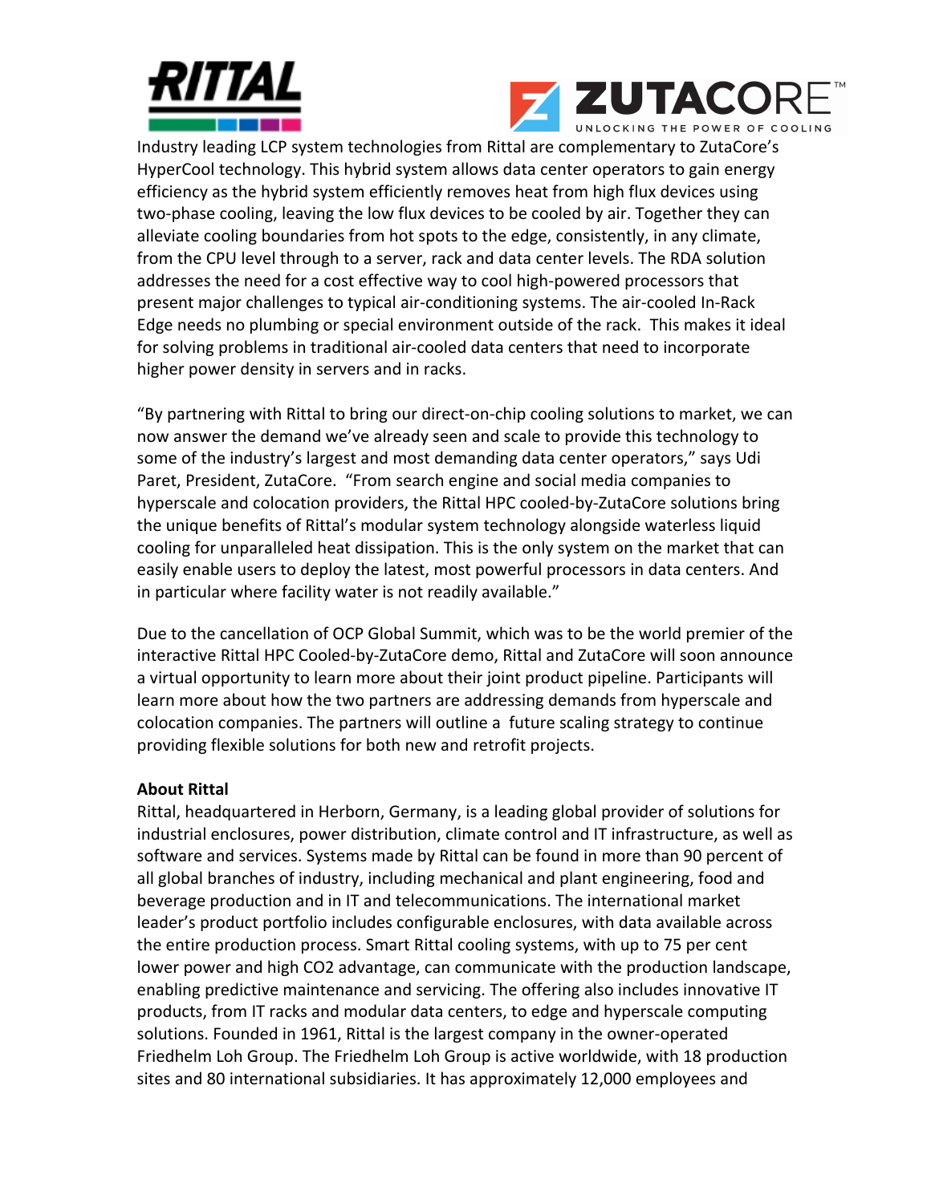Industry leading LCP system technologies from Rittal are complementary to ZutaCore's HyperCool technology. This hybrid system allows data center operators to gain energy efficiency as the hybrid system efficiently removes heat from high flux devices using two-phase cooling, leaving the low flux devices to be cooled by air. Together they can alleviate cooling boundaries from hot spots to the edge, consistently, in any climate, from the CPU level through to a server, rack and data center levels. The RDA solution addresses the need for a cost effective way to cool high-powered processors that present major challenges to typical air-conditioning systems. The air-cooled In-Rack Edge needs no plumbing or special environment outside of the rack. This makes it ideal for solving problems in traditional air-cooled data centers that need to incorporate higher power density in servers and in racks.

"By partnering with Rittal to bring our direct-on-chip cooling solutions to market, we can now answer the demand we've already seen and scale to provide this technology to some of the industry's largest and most demanding data center operators," says Udi Paret, President, ZutaCore. "From search engine and social media companies to hyperscale and colocation providers, the Rittal HPC cooled-by-ZutaCore solutions bring the unique benefits of Rittal's modular system technology alongside waterless liquid cooling for unparalleled heat dissipation. This is the only system on the market that can easily enable users to deploy the latest, most powerful processors in data centers. And in particular where facility water is not readily available."

Due to the cancellation of OCP Global Summit, which was to be the world premier of the interactive Rittal HPC Cooled-by-ZutaCore demo, Rittal and ZutaCore will soon announce a virtual opportunity to learn more about their joint product pipeline. Participants will learn more about how the two partners are addressing demands from hyperscale and colocation companies. The partners will outline a future scaling strategy to continue providing flexible solutions for both new and retrofit projects.

**About Rittal**

Rittal, headquartered in Herborn, Germany, is a leading global provider of solutions for industrial enclosures, power distribution, climate control and IT infrastructure, as well as software and services. Systems made by Rittal can be found in more than 90 percent of all global branches of industry, including mechanical and plant engineering, food and beverage production and in IT and telecommunications. The international market leader's product portfolio includes configurable enclosures, with data available across the entire production process. Smart Rittal cooling systems, with up to 75 per cent lower power and high $CO_2$ advantage, can communicate with the production landscape, enabling predictive maintenance and servicing. The offering also includes innovative IT products, from IT racks and modular data centers, to edge and hyperscale computing solutions. Founded in 1961, Rittal is the largest company in the owner-operated Friedhelm Loh Group. The Friedhelm Loh Group is active worldwide, with 18 production sites and 80 international subsidiaries. It has approximately 12,000 employees and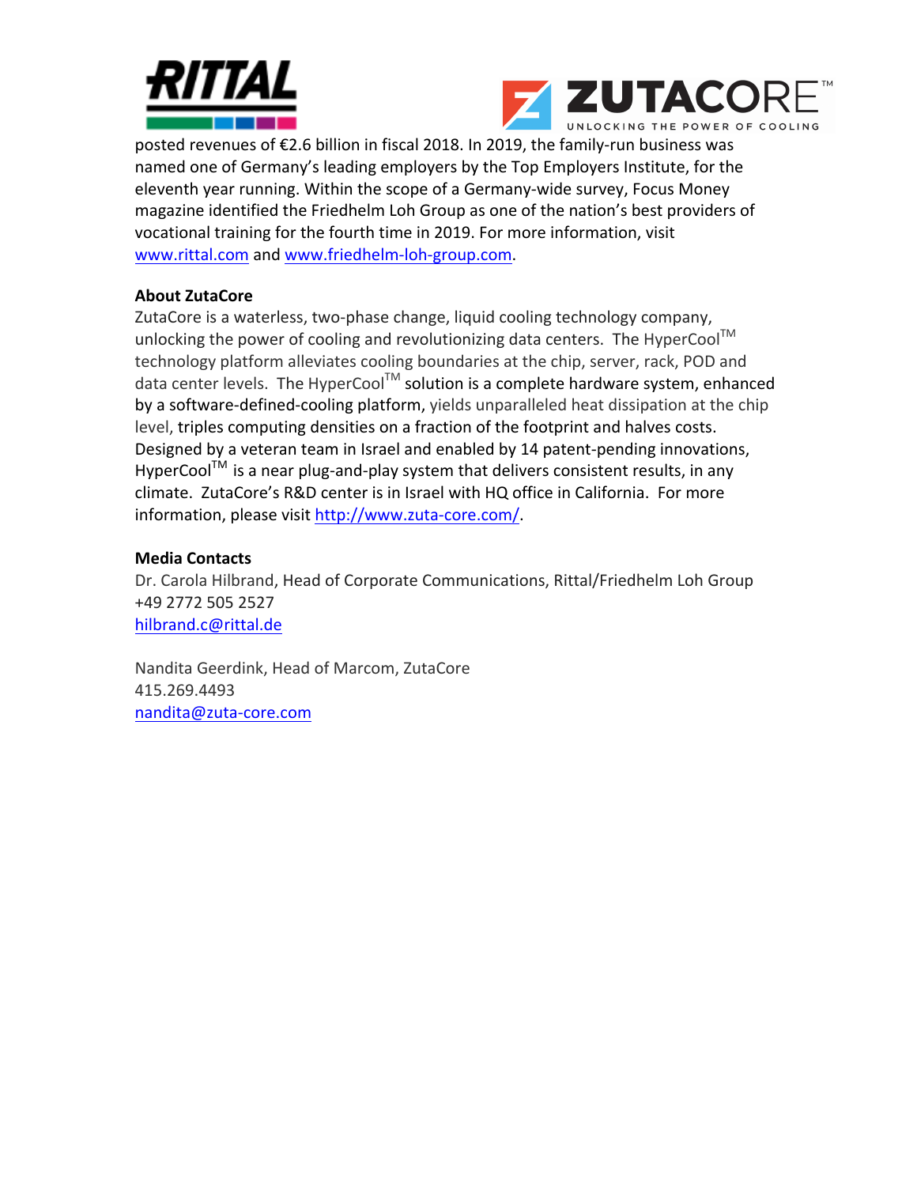posted revenues of €2.6 billion in fiscal 2018. In 2019, the family-run business was named one of Germany's leading employers by the Top Employers Institute, for the eleventh year running. Within the scope of a Germany-wide survey, Focus Money magazine identified the Friedhelm Loh Group as one of the nation's best providers of vocational training for the fourth time in 2019. For more information, visit www.rittal.com and www.friedhelm-loh-group.com.

**About ZutaCore**

ZutaCore is a waterless, two-phase change, liquid cooling technology company, unlocking the power of cooling and revolutionizing data centers. The HyperCool™ technology platform alleviates cooling boundaries at the chip, server, rack, POD and data center levels. The HyperCool™ solution is a complete hardware system, enhanced by a software-defined-cooling platform, yields unparalleled heat dissipation at the chip level, triples computing densities on a fraction of the footprint and halves costs. Designed by a veteran team in Israel and enabled by 14 patent-pending innovations, HyperCool™ is a near plug-and-play system that delivers consistent results, in any climate. ZutaCore's R&D center is in Israel with HQ office in California. For more information, please visit http://www.zuta-core.com/.

**Media Contacts**

Dr. Carola Hilbrand, Head of Corporate Communications, Rittal/Friedhelm Loh Group
+49 2772 505 2527
hilbrand.c@rittal.de

Nandita Geerdink, Head of Marcom, ZutaCore
415.269.4493
nandita@zuta-core.com